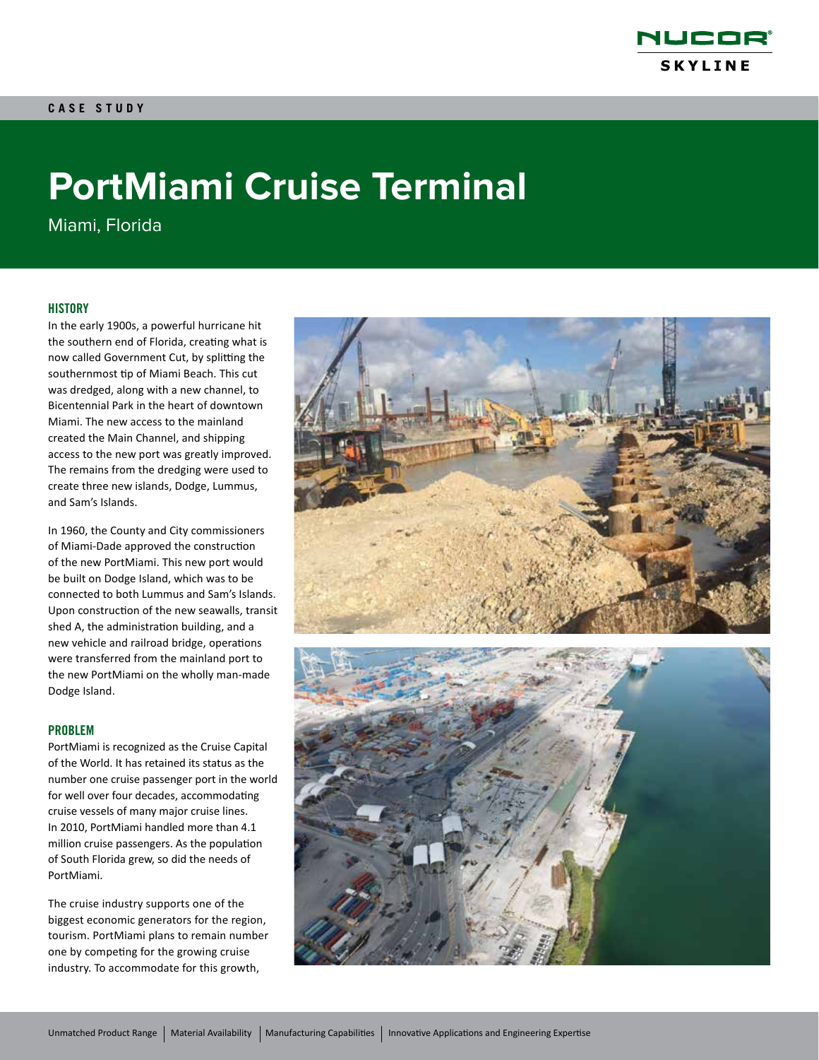CASE STUDY

# PortMiami Cruise Terminal

Miami, Florida

## HISTORY

In the early 1900s, a powerful hurricane hit the southern end of Florida, creating what is now called Government Cut, by splitting the southernmost tip of Miami Beach. This cut was dredged, along with a new channel, to Bicentennial Park in the heart of downtown Miami. The new access to the mainland created the Main Channel, and shipping access to the new port was greatly improved. The remains from the dredging were used to create three new islands, Dodge, Lummus, and Sam's Islands.

In 1960, the County and City commissioners of Miami-Dade approved the construction of the new PortMiami. This new port would be built on Dodge Island, which was to be connected to both Lummus and Sam's Islands. Upon construction of the new seawalls, transit shed A, the administration building, and a new vehicle and railroad bridge, operations were transferred from the mainland port to the new PortMiami on the wholly man-made Dodge Island.

## PROBLEM

PortMiami is recognized as the Cruise Capital of the World. It has retained its status as the number one cruise passenger port in the world for well over four decades, accommodating cruise vessels of many major cruise lines. In 2010, PortMiami handled more than 4.1 million cruise passengers. As the population of South Florida grew, so did the needs of PortMiami.

The cruise industry supports one of the biggest economic generators for the region, tourism. PortMiami plans to remain number one by competing for the growing cruise industry. To accommodate for this growth,

Unmatched Product Range | Material Availability | Manufacturing Capabilities | Innovative Applications and Engineering Expertise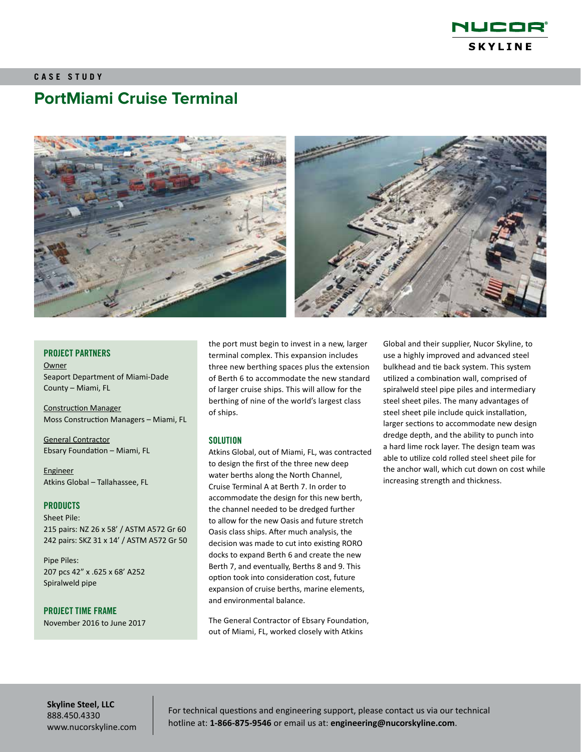CASE STUDY

# PortMiami Cruise Terminal

### PROJECT PARTNERS

Owner
Seaport Department of Miami-Dade County – Miami, FL

Construction Manager
Moss Construction Managers – Miami, FL

General Contractor
Ebsary Foundation – Miami, FL

Engineer
Atkins Global – Tallahassee, FL

### PRODUCTS

Sheet Pile:
215 pairs: NZ 26 x 58' / ASTM A572 Gr 60
242 pairs: SKZ 31 x 14' / ASTM A572 Gr 50

Pipe Piles:
207 pcs 42" x .625 x 68' A252
Spiralweld pipe

### PROJECT TIME FRAME

November 2016 to June 2017

the port must begin to invest in a new, larger terminal complex. This expansion includes three new berthing spaces plus the extension of Berth 6 to accommodate the new standard of larger cruise ships. This will allow for the berthing of nine of the world's largest class of ships.

### SOLUTION

Atkins Global, out of Miami, FL, was contracted to design the first of the three new deep water berths along the North Channel, Cruise Terminal A at Berth 7. In order to accommodate the design for this new berth, the channel needed to be dredged further to allow for the new Oasis and future stretch Oasis class ships. After much analysis, the decision was made to cut into existing RORO docks to expand Berth 6 and create the new Berth 7, and eventually, Berths 8 and 9. This option took into consideration cost, future expansion of cruise berths, marine elements, and environmental balance.

The General Contractor of Ebsary Foundation, out of Miami, FL, worked closely with Atkins Global and their supplier, Nucor Skyline, to use a highly improved and advanced steel bulkhead and tie back system. This system utilized a combination wall, comprised of spiralweld steel pipe piles and intermediary steel sheet piles. The many advantages of steel sheet pile include quick installation, larger sections to accommodate new design dredge depth, and the ability to punch into a hard lime rock layer. The design team was able to utilize cold rolled steel sheet pile for the anchor wall, which cut down on cost while increasing strength and thickness.

**Skyline Steel, LLC**
888.450.4330
www.nucorskyline.com

For technical questions and engineering support, please contact us via our technical hotline at: **1-866-875-9546** or email us at: **engineering@nucorskyline.com**.